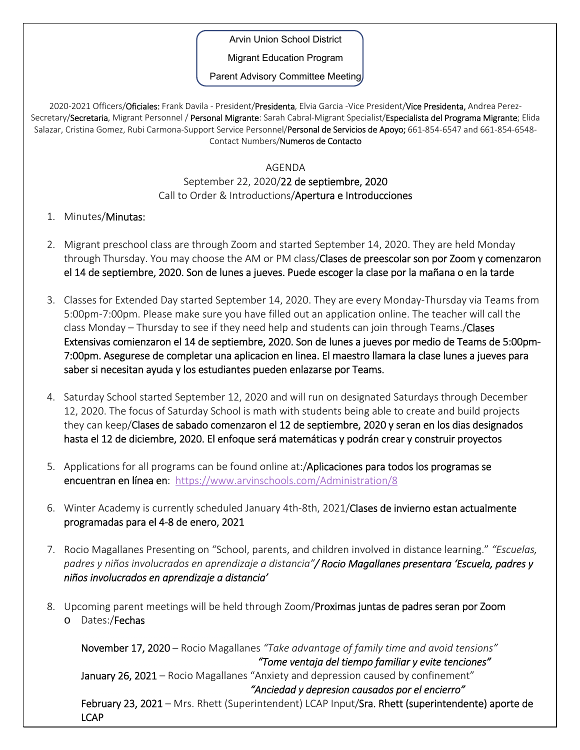Arvin Union School District

Migrant Education Program

Parent Advisory Committee Meeting

2020-2021 Officers/**Oficiales:** Frank Davila - President/**Presidenta**, Elvia Garcia -Vice President/**Vice Presidenta,** Andrea Perez-Secretary/**Secretaria**, Migrant Personnel / **Personal Migrante**: Sarah Cabral-Migrant Specialist/**Especialista del Programa Migrante**; Elida Salazar, Cristina Gomez, Rubi Carmona-Support Service Personnel/**Personal de Servicios de Apoyo;** 661-854-6547 and 661-854-6548-Contact Numbers/**Numeros de Contacto**

AGENDA

September 22, 2020/**22 de septiembre, 2020**

Call to Order & Introductions/**Apertura e Introducciones**

1. Minutes/**Minutas:**

2. Migrant preschool class are through Zoom and started September 14, 2020. They are held Monday through Thursday. You may choose the AM or PM class/**Clases de preescolar son por Zoom y comenzaron el 14 de septiembre, 2020. Son de lunes a jueves. Puede escoger la clase por la mañana o en la tarde**

3. Classes for Extended Day started September 14, 2020. They are every Monday-Thursday via Teams from 5:00pm-7:00pm. Please make sure you have filled out an application online. The teacher will call the class Monday – Thursday to see if they need help and students can join through Teams./**Clases Extensivas comienzaron el 14 de septiembre, 2020. Son de lunes a jueves por medio de Teams de 5:00pm-7:00pm. Asegurese de completar una aplicacion en linea. El maestro llamara la clase lunes a jueves para saber si necesitan ayuda y los estudiantes pueden enlazarse por Teams.**

4. Saturday School started September 12, 2020 and will run on designated Saturdays through December 12, 2020. The focus of Saturday School is math with students being able to create and build projects they can keep/**Clases de sabado comenzaron el 12 de septiembre, 2020 y seran en los dias designados hasta el 12 de diciembre, 2020. El enfoque será matemáticas y podrán crear y construir proyectos**

5. Applications for all programs can be found online at:/**Aplicaciones para todos los programas se encuentran en línea en**: https://www.arvinschools.com/Administration/8

6. Winter Academy is currently scheduled January 4th-8th, 2021/**Clases de invierno estan actualmente programadas para el 4-8 de enero, 2021**

7. Rocio Magallanes Presenting on "School, parents, and children involved in distance learning." *"Escuelas, padres y niños involucrados en aprendizaje a distancia"**/ Rocio Magallanes presentara 'Escuela, padres y niños involucrados en aprendizaje a distancia'***

8. Upcoming parent meetings will be held through Zoom/**Proximas juntas de padres seran por Zoom**
   - Dates:/**Fechas**

     **November 17, 2020** – Rocio Magallanes *"Take advantage of family time and avoid tensions"*
     ***"Tome ventaja del tiempo familiar y evite tenciones"***

     **January 26, 2021** – Rocio Magallanes "Anxiety and depression caused by confinement"
     ***"Anciedad y depresion causados por el encierro"***

     **February 23, 2021** – Mrs. Rhett (Superintendent) LCAP Input/**Sra. Rhett (superintendente) aporte de LCAP**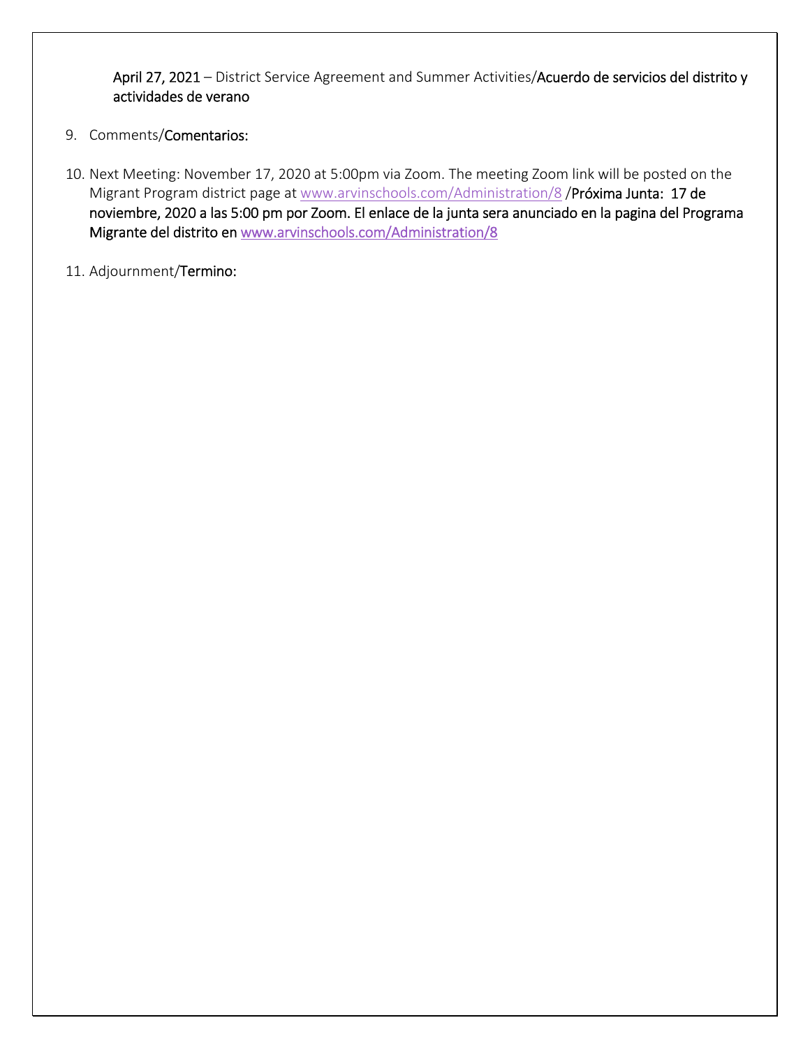April 27, 2021 – District Service Agreement and Summer Activities/Acuerdo de servicios del distrito y actividades de verano

9. Comments/Comentarios:

10. Next Meeting: November 17, 2020 at 5:00pm via Zoom. The meeting Zoom link will be posted on the Migrant Program district page at www.arvinschools.com/Administration/8 /Próxima Junta: 17 de noviembre, 2020 a las 5:00 pm por Zoom. El enlace de la junta sera anunciado en la pagina del Programa Migrante del distrito en www.arvinschools.com/Administration/8

11. Adjournment/Termino: